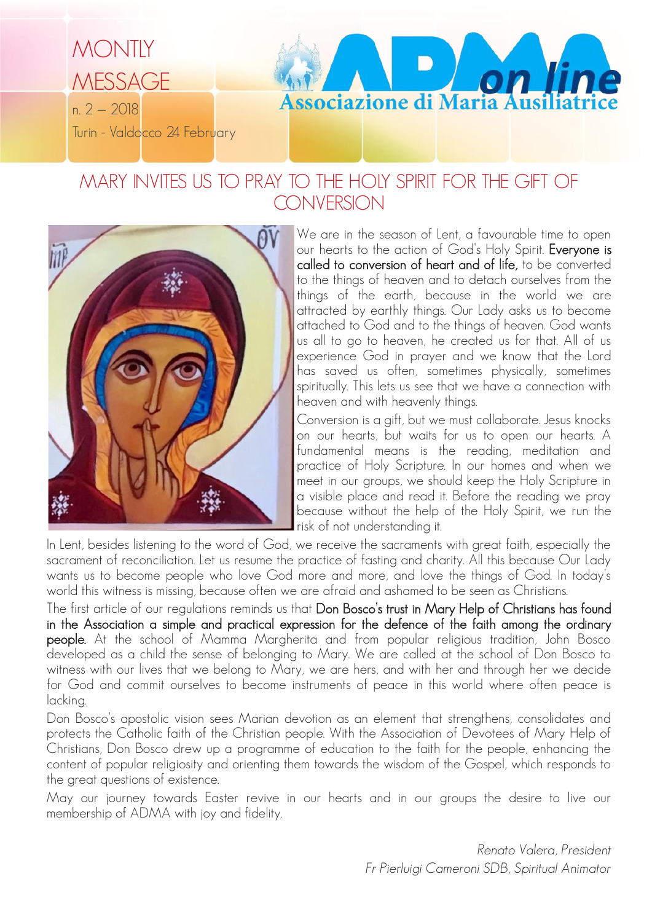MONTLY MESSAGE

n. 2 – 2018

Turin - Valdocco 24 February

ADMA on line

Associazione di Maria Ausiliatrice

# MARY INVITES US TO PRAY TO THE HOLY SPIRIT FOR THE GIFT OF CONVERSION

We are in the season of Lent, a favourable time to open our hearts to the action of God's Holy Spirit. **Everyone is called to conversion of heart and of life,** to be converted to the things of heaven and to detach ourselves from the things of the earth, because in the world we are attracted by earthly things. Our Lady asks us to become attached to God and to the things of heaven. God wants us all to go to heaven, he created us for that. All of us experience God in prayer and we know that the Lord has saved us often, sometimes physically, sometimes spiritually. This lets us see that we have a connection with heaven and with heavenly things.

Conversion is a gift, but we must collaborate. Jesus knocks on our hearts, but waits for us to open our hearts. A fundamental means is the reading, meditation and practice of Holy Scripture. In our homes and when we meet in our groups, we should keep the Holy Scripture in a visible place and read it. Before the reading we pray because without the help of the Holy Spirit, we run the risk of not understanding it.

In Lent, besides listening to the word of God, we receive the sacraments with great faith, especially the sacrament of reconciliation. Let us resume the practice of fasting and charity. All this because Our Lady wants us to become people who love God more and more, and love the things of God. In today's world this witness is missing, because often we are afraid and ashamed to be seen as Christians.

The first article of our regulations reminds us that **Don Bosco's trust in Mary Help of Christians has found in the Association a simple and practical expression for the defence of the faith among the ordinary people.** At the school of Mamma Margherita and from popular religious tradition, John Bosco developed as a child the sense of belonging to Mary. We are called at the school of Don Bosco to witness with our lives that we belong to Mary, we are hers, and with her and through her we decide for God and commit ourselves to become instruments of peace in this world where often peace is lacking.

Don Bosco's apostolic vision sees Marian devotion as an element that strengthens, consolidates and protects the Catholic faith of the Christian people. With the Association of Devotees of Mary Help of Christians, Don Bosco drew up a programme of education to the faith for the people, enhancing the content of popular religiosity and orienting them towards the wisdom of the Gospel, which responds to the great questions of existence.

May our journey towards Easter revive in our hearts and in our groups the desire to live our membership of ADMA with joy and fidelity.

*Renato Valera, President*

*Fr Pierluigi Cameroni SDB, Spiritual Animator*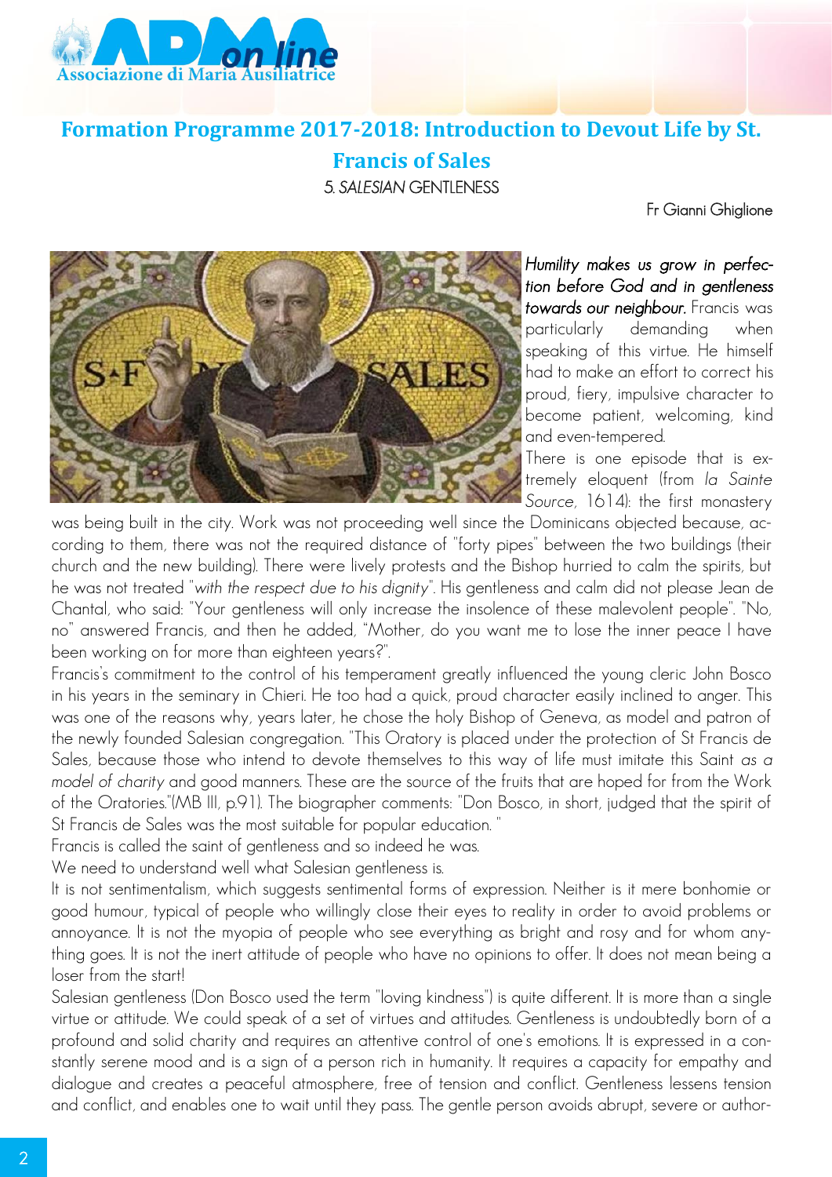# Formation Programme 2017-2018: Introduction to Devout Life by St. Francis of Sales

## 5. *SALESIAN* GENTLENESS

Fr Gianni Ghiglione

***Humility makes us grow in perfection before God and in gentleness towards our neighbour.*** Francis was particularly demanding when speaking of this virtue. He himself had to make an effort to correct his proud, fiery, impulsive character to become patient, welcoming, kind and even-tempered.

There is one episode that is extremely eloquent (from *la Sainte Source*, 1614): the first monastery was being built in the city. Work was not proceeding well since the Dominicans objected because, according to them, there was not the required distance of "forty pipes" between the two buildings (their church and the new building). There were lively protests and the Bishop hurried to calm the spirits, but he was not treated "*with the respect due to his dignity*". His gentleness and calm did not please Jean de Chantal, who said: "Your gentleness will only increase the insolence of these malevolent people". "No, no" answered Francis, and then he added, "Mother, do you want me to lose the inner peace I have been working on for more than eighteen years?".

Francis's commitment to the control of his temperament greatly influenced the young cleric John Bosco in his years in the seminary in Chieri. He too had a quick, proud character easily inclined to anger. This was one of the reasons why, years later, he chose the holy Bishop of Geneva, as model and patron of the newly founded Salesian congregation. "This Oratory is placed under the protection of St Francis de Sales, because those who intend to devote themselves to this way of life must imitate this Saint *as a model of charity* and good manners. These are the source of the fruits that are hoped for from the Work of the Oratories."(MB III, p.91). The biographer comments: "Don Bosco, in short, judged that the spirit of St Francis de Sales was the most suitable for popular education. "

Francis is called the saint of gentleness and so indeed he was.

We need to understand well what Salesian gentleness is.

It is not sentimentalism, which suggests sentimental forms of expression. Neither is it mere bonhomie or good humour, typical of people who willingly close their eyes to reality in order to avoid problems or annoyance. It is not the myopia of people who see everything as bright and rosy and for whom anything goes. It is not the inert attitude of people who have no opinions to offer. It does not mean being a loser from the start!

Salesian gentleness (Don Bosco used the term "loving kindness") is quite different. It is more than a single virtue or attitude. We could speak of a set of virtues and attitudes. Gentleness is undoubtedly born of a profound and solid charity and requires an attentive control of one's emotions. It is expressed in a constantly serene mood and is a sign of a person rich in humanity. It requires a capacity for empathy and dialogue and creates a peaceful atmosphere, free of tension and conflict. Gentleness lessens tension and conflict, and enables one to wait until they pass. The gentle person avoids abrupt, severe or author-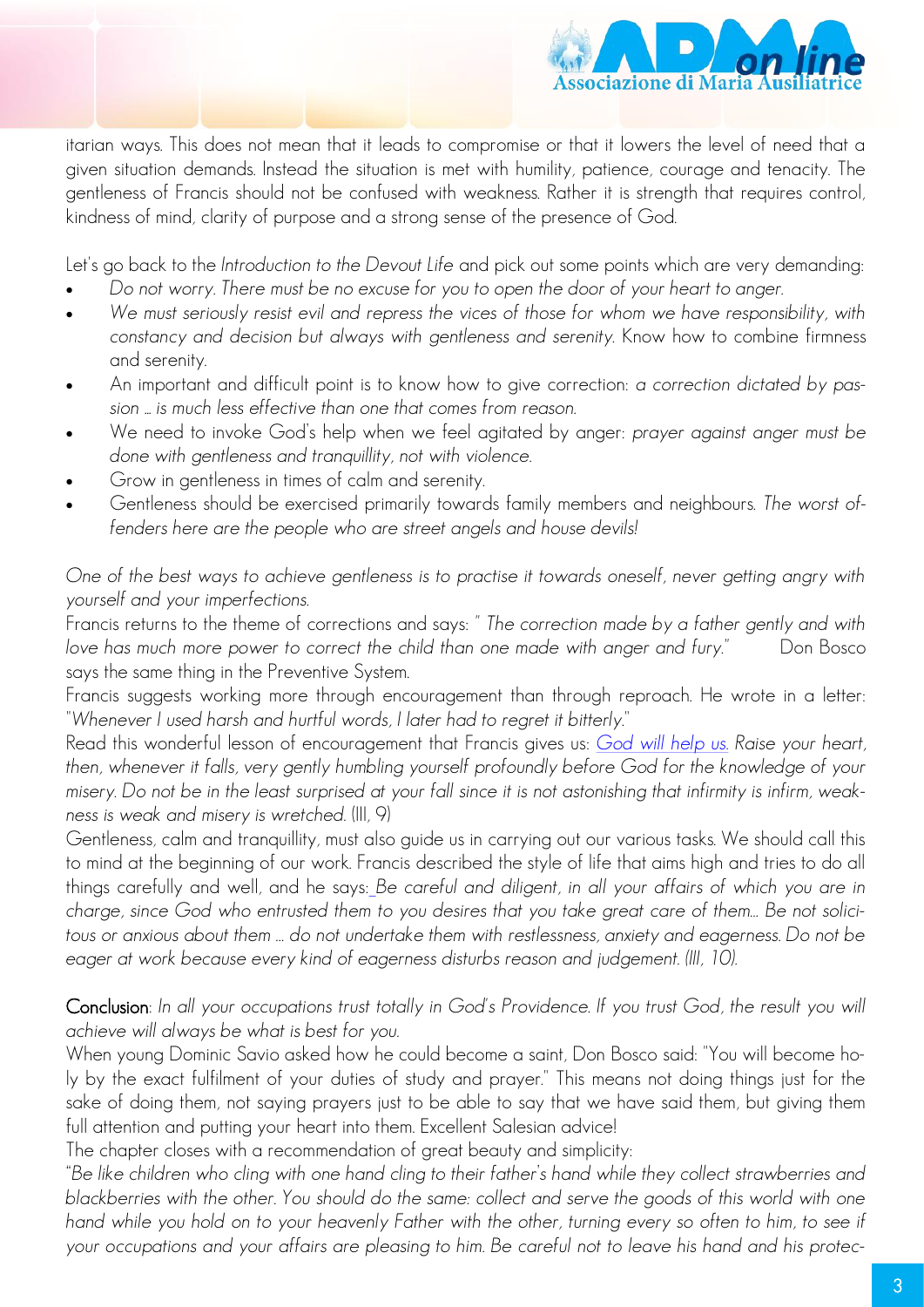itarian ways. This does not mean that it leads to compromise or that it lowers the level of need that a given situation demands. Instead the situation is met with humility, patience, courage and tenacity. The gentleness of Francis should not be confused with weakness. Rather it is strength that requires control, kindness of mind, clarity of purpose and a strong sense of the presence of God.

Let's go back to the *Introduction to the Devout Life* and pick out some points which are very demanding:

- *Do not worry. There must be no excuse for you to open the door of your heart to anger.*
- *We must seriously resist evil and repress the vices of those for whom we have responsibility, with constancy and decision but always with gentleness and serenity.* Know how to combine firmness and serenity.
- An important and difficult point is to know how to give correction: *a correction dictated by passion … is much less effective than one that comes from reason.*
- We need to invoke God's help when we feel agitated by anger: *prayer against anger must be done with gentleness and tranquillity, not with violence.*
- Grow in gentleness in times of calm and serenity.
- Gentleness should be exercised primarily towards family members and neighbours. *The worst offenders here are the people who are street angels and house devils!*

*One of the best ways to achieve gentleness is to practise it towards oneself, never getting angry with yourself and your imperfections.*

Francis returns to the theme of corrections and says: *" The correction made by a father gently and with love has much more power to correct the child than one made with anger and fury."* Don Bosco says the same thing in the Preventive System.

Francis suggests working more through encouragement than through reproach. He wrote in a letter: "*Whenever I used harsh and hurtful words, I later had to regret it bitterly.*"

Read this wonderful lesson of encouragement that Francis gives us: *God will help us. Raise your heart, then, whenever it falls, very gently humbling yourself profoundly before God for the knowledge of your misery. Do not be in the least surprised at your fall since it is not astonishing that infirmity is infirm, weakness is weak and misery is wretched.* (III, 9)

Gentleness, calm and tranquillity, must also guide us in carrying out our various tasks. We should call this to mind at the beginning of our work. Francis described the style of life that aims high and tries to do all things carefully and well, and he says: *Be careful and diligent, in all your affairs of which you are in charge, since God who entrusted them to you desires that you take great care of them… Be not solicitous or anxious about them … do not undertake them with restlessness, anxiety and eagerness. Do not be eager at work because every kind of eagerness disturbs reason and judgement. (III, 10).*

**Conclusion**: *In all your occupations trust totally in God's Providence. If you trust God, the result you will achieve will always be what is best for you.*

When young Dominic Savio asked how he could become a saint, Don Bosco said: "You will become holy by the exact fulfilment of your duties of study and prayer." This means not doing things just for the sake of doing them, not saying prayers just to be able to say that we have said them, but giving them full attention and putting your heart into them. Excellent Salesian advice!

The chapter closes with a recommendation of great beauty and simplicity:

"*Be like children who cling with one hand cling to their father's hand while they collect strawberries and blackberries with the other. You should do the same: collect and serve the goods of this world with one hand while you hold on to your heavenly Father with the other, turning every so often to him, to see if your occupations and your affairs are pleasing to him. Be careful not to leave his hand and his protec-*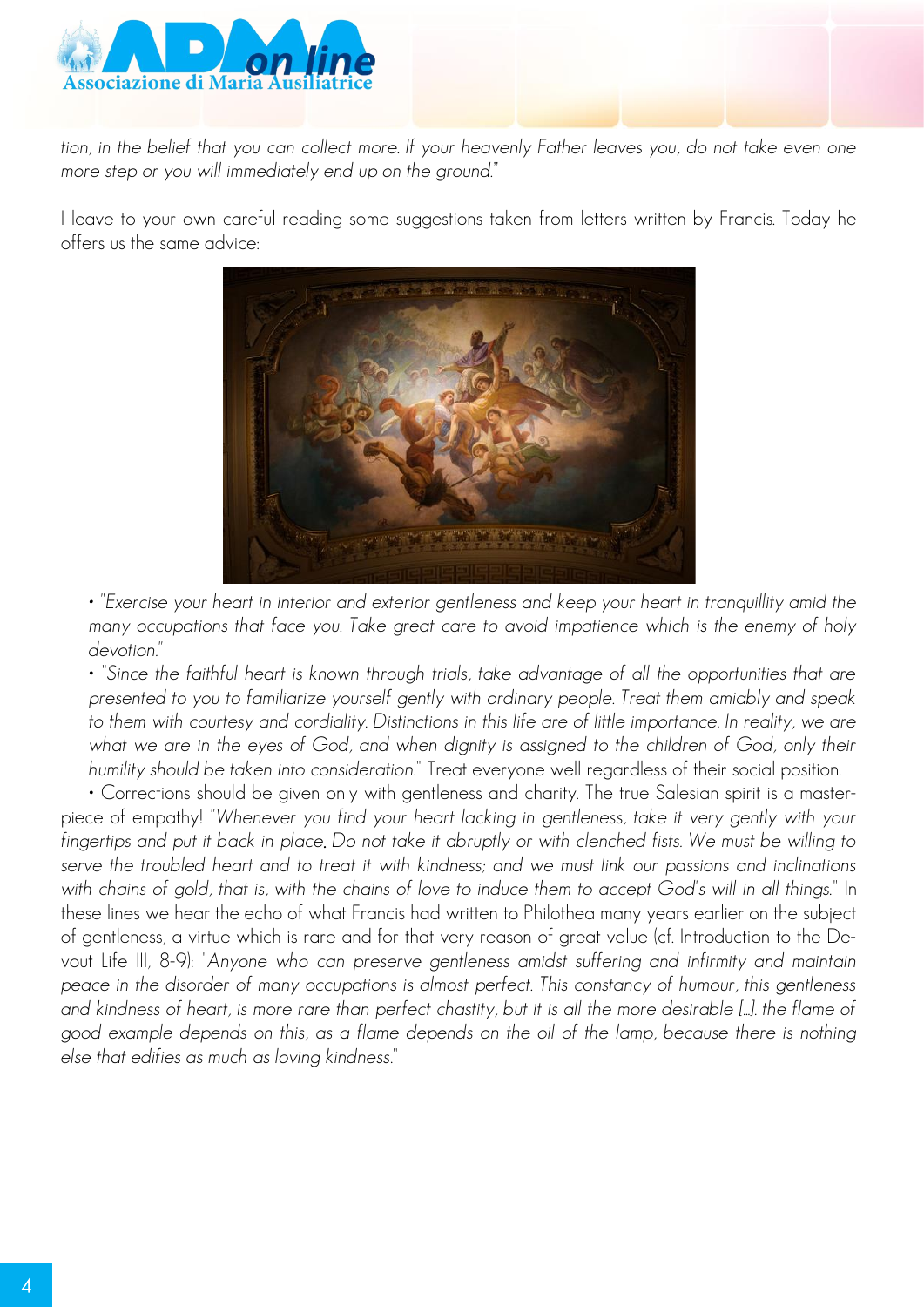*tion, in the belief that you can collect more. If your heavenly Father leaves you, do not take even one more step or you will immediately end up on the ground."*

I leave to your own careful reading some suggestions taken from letters written by Francis. Today he offers us the same advice:

- *"Exercise your heart in interior and exterior gentleness and keep your heart in tranquillity amid the many occupations that face you. Take great care to avoid impatience which is the enemy of holy devotion."*
- *"Since the faithful heart is known through trials, take advantage of all the opportunities that are presented to you to familiarize yourself gently with ordinary people. Treat them amiably and speak to them with courtesy and cordiality. Distinctions in this life are of little importance. In reality, we are what we are in the eyes of God, and when dignity is assigned to the children of God, only their humility should be taken into consideration."* Treat everyone well regardless of their social position.
- Corrections should be given only with gentleness and charity. The true Salesian spirit is a masterpiece of empathy! *"Whenever you find your heart lacking in gentleness, take it very gently with your fingertips and put it back in place. Do not take it abruptly or with clenched fists. We must be willing to serve the troubled heart and to treat it with kindness; and we must link our passions and inclinations with chains of gold, that is, with the chains of love to induce them to accept God's will in all things."* In these lines we hear the echo of what Francis had written to Philothea many years earlier on the subject of gentleness, a virtue which is rare and for that very reason of great value (cf. Introduction to the Devout Life III, 8-9): *"Anyone who can preserve gentleness amidst suffering and infirmity and maintain peace in the disorder of many occupations is almost perfect. This constancy of humour, this gentleness and kindness of heart, is more rare than perfect chastity, but it is all the more desirable [...]. the flame of good example depends on this, as a flame depends on the oil of the lamp, because there is nothing else that edifies as much as loving kindness."*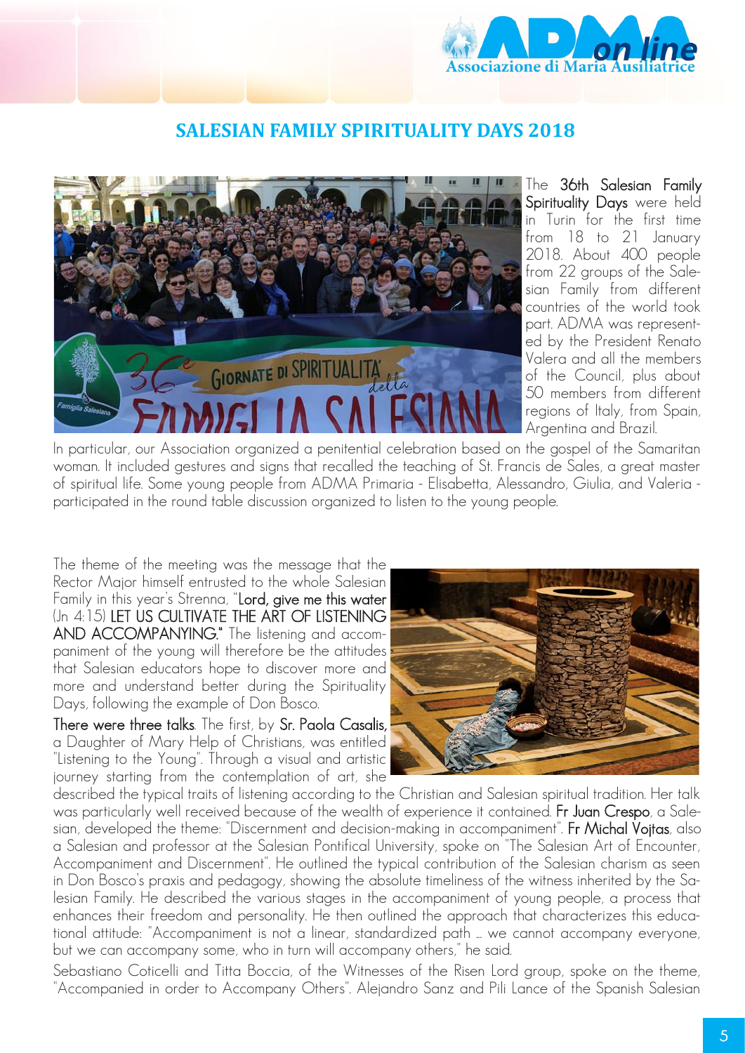# SALESIAN FAMILY SPIRITUALITY DAYS 2018

The **36th Salesian Family Spirituality Days** were held in Turin for the first time from 18 to 21 January 2018. About 400 people from 22 groups of the Salesian Family from different countries of the world took part. ADMA was represented by the President Renato Valera and all the members of the Council, plus about 50 members from different regions of Italy, from Spain, Argentina and Brazil.

In particular, our Association organized a penitential celebration based on the gospel of the Samaritan woman. It included gestures and signs that recalled the teaching of St. Francis de Sales, a great master of spiritual life. Some young people from ADMA Primaria - Elisabetta, Alessandro, Giulia, and Valeria - participated in the round table discussion organized to listen to the young people.

The theme of the meeting was the message that the Rector Major himself entrusted to the whole Salesian Family in this year's Strenna, "**Lord, give me this water** (Jn 4:15) **LET US CULTIVATE THE ART OF LISTENING AND ACCOMPANYING."** The listening and accompaniment of the young will therefore be the attitudes that Salesian educators hope to discover more and more and understand better during the Spirituality Days, following the example of Don Bosco.

**There were three talks**. The first, by **Sr. Paola Casalis,** a Daughter of Mary Help of Christians, was entitled "Listening to the Young". Through a visual and artistic journey starting from the contemplation of art, she described the typical traits of listening according to the Christian and Salesian spiritual tradition. Her talk was particularly well received because of the wealth of experience it contained. **Fr Juan Crespo**, a Salesian, developed the theme: "Discernment and decision-making in accompaniment". **Fr Michal Vojtas**, also a Salesian and professor at the Salesian Pontifical University, spoke on "The Salesian Art of Encounter, Accompaniment and Discernment". He outlined the typical contribution of the Salesian charism as seen in Don Bosco's praxis and pedagogy, showing the absolute timeliness of the witness inherited by the Salesian Family. He described the various stages in the accompaniment of young people, a process that enhances their freedom and personality. He then outlined the approach that characterizes this educational attitude: "Accompaniment is not a linear, standardized path ... we cannot accompany everyone, but we can accompany some, who in turn will accompany others," he said.

Sebastiano Coticelli and Titta Boccia, of the Witnesses of the Risen Lord group, spoke on the theme, "Accompanied in order to Accompany Others". Alejandro Sanz and Pili Lance of the Spanish Salesian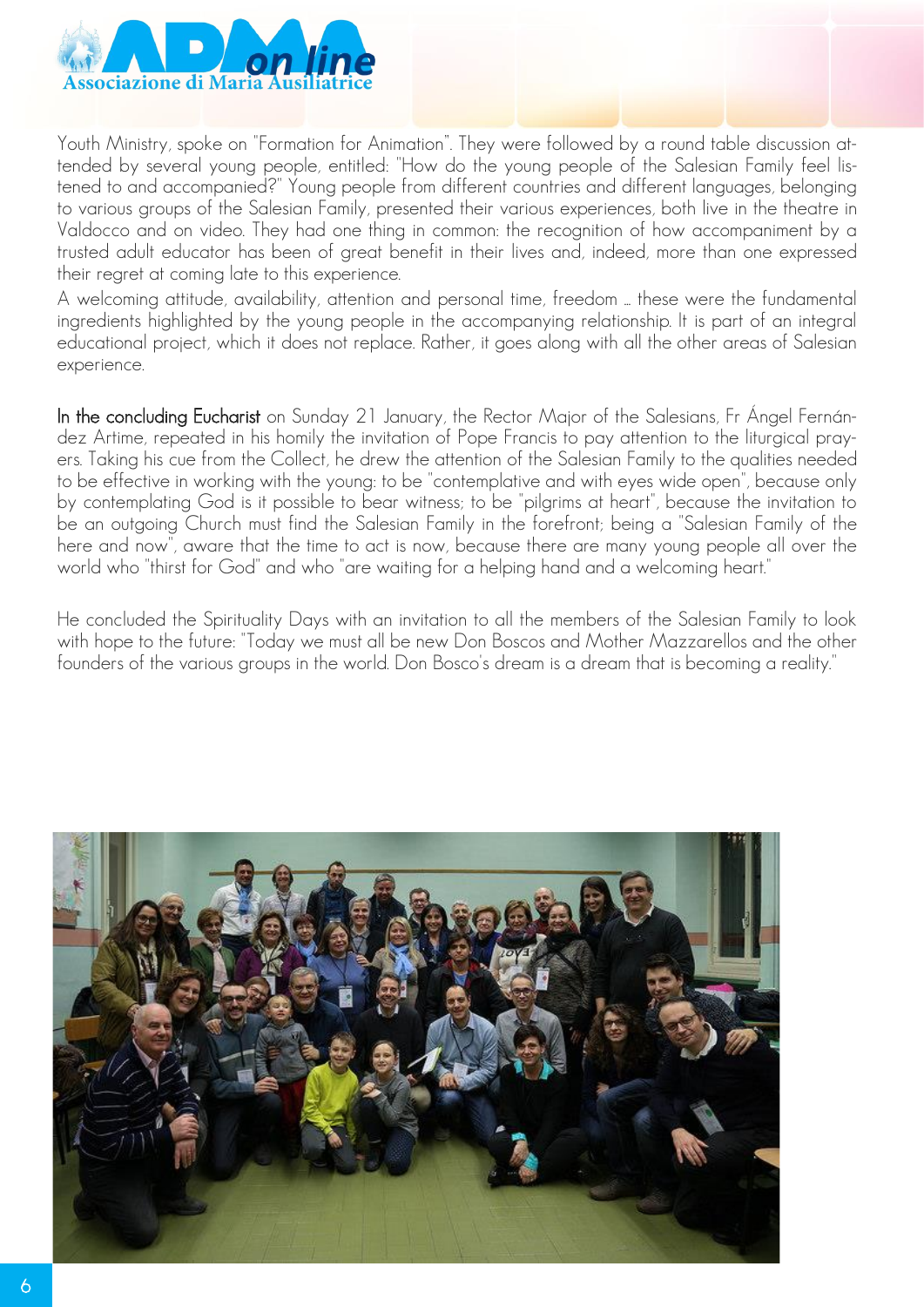Youth Ministry, spoke on "Formation for Animation". They were followed by a round table discussion attended by several young people, entitled: "How do the young people of the Salesian Family feel listened to and accompanied?" Young people from different countries and different languages, belonging to various groups of the Salesian Family, presented their various experiences, both live in the theatre in Valdocco and on video. They had one thing in common: the recognition of how accompaniment by a trusted adult educator has been of great benefit in their lives and, indeed, more than one expressed their regret at coming late to this experience.

A welcoming attitude, availability, attention and personal time, freedom ... these were the fundamental ingredients highlighted by the young people in the accompanying relationship. It is part of an integral educational project, which it does not replace. Rather, it goes along with all the other areas of Salesian experience.

**In the concluding Eucharist** on Sunday 21 January, the Rector Major of the Salesians, Fr Ángel Fernández Artime, repeated in his homily the invitation of Pope Francis to pay attention to the liturgical prayers. Taking his cue from the Collect, he drew the attention of the Salesian Family to the qualities needed to be effective in working with the young: to be "contemplative and with eyes wide open", because only by contemplating God is it possible to bear witness; to be "pilgrims at heart", because the invitation to be an outgoing Church must find the Salesian Family in the forefront; being a "Salesian Family of the here and now", aware that the time to act is now, because there are many young people all over the world who "thirst for God" and who "are waiting for a helping hand and a welcoming heart."

He concluded the Spirituality Days with an invitation to all the members of the Salesian Family to look with hope to the future: "Today we must all be new Don Boscos and Mother Mazzarellos and the other founders of the various groups in the world. Don Bosco's dream is a dream that is becoming a reality."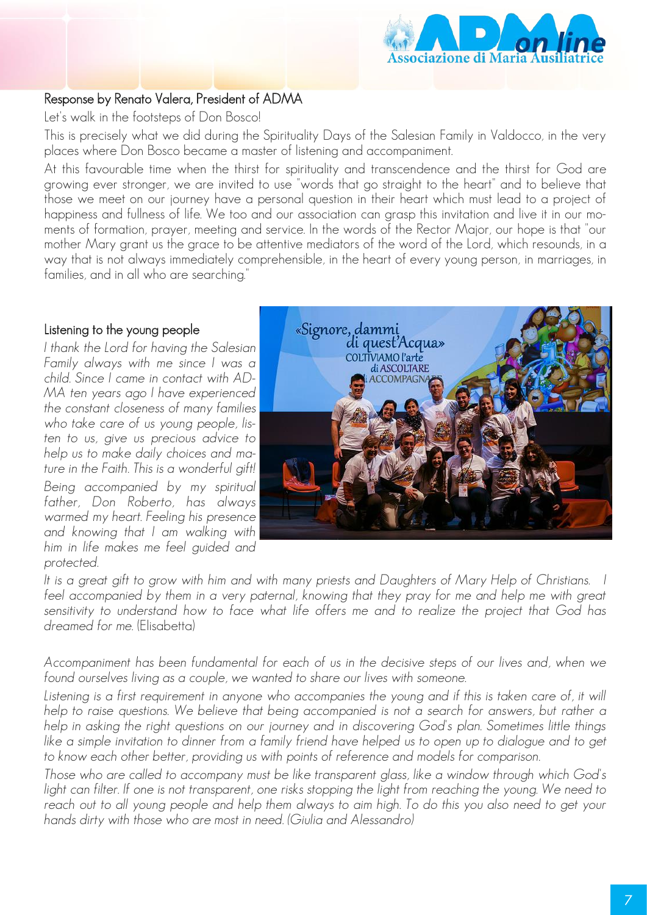## Response by Renato Valera, President of ADMA

Let's walk in the footsteps of Don Bosco!

This is precisely what we did during the Spirituality Days of the Salesian Family in Valdocco, in the very places where Don Bosco became a master of listening and accompaniment.

At this favourable time when the thirst for spirituality and transcendence and the thirst for God are growing ever stronger, we are invited to use "words that go straight to the heart" and to believe that those we meet on our journey have a personal question in their heart which must lead to a project of happiness and fullness of life. We too and our association can grasp this invitation and live it in our moments of formation, prayer, meeting and service. In the words of the Rector Major, our hope is that "our mother Mary grant us the grace to be attentive mediators of the word of the Lord, which resounds, in a way that is not always immediately comprehensible, in the heart of every young person, in marriages, in families, and in all who are searching."

## Listening to the young people

*I thank the Lord for having the Salesian Family always with me since I was a child. Since I came in contact with ADMA ten years ago I have experienced the constant closeness of many families who take care of us young people, listen to us, give us precious advice to help us to make daily choices and mature in the Faith. This is a wonderful gift!*

*Being accompanied by my spiritual father, Don Roberto, has always warmed my heart. Feeling his presence and knowing that I am walking with him in life makes me feel guided and protected.*

*It is a great gift to grow with him and with many priests and Daughters of Mary Help of Christians. I feel accompanied by them in a very paternal, knowing that they pray for me and help me with great sensitivity to understand how to face what life offers me and to realize the project that God has dreamed for me.* (Elisabetta)

*Accompaniment has been fundamental for each of us in the decisive steps of our lives and, when we found ourselves living as a couple, we wanted to share our lives with someone.*

*Listening is a first requirement in anyone who accompanies the young and if this is taken care of, it will help to raise questions. We believe that being accompanied is not a search for answers, but rather a help in asking the right questions on our journey and in discovering God's plan. Sometimes little things like a simple invitation to dinner from a family friend have helped us to open up to dialogue and to get to know each other better, providing us with points of reference and models for comparison.*

*Those who are called to accompany must be like transparent glass, like a window through which God's light can filter. If one is not transparent, one risks stopping the light from reaching the young. We need to reach out to all young people and help them always to aim high. To do this you also need to get your hands dirty with those who are most in need. (Giulia and Alessandro)*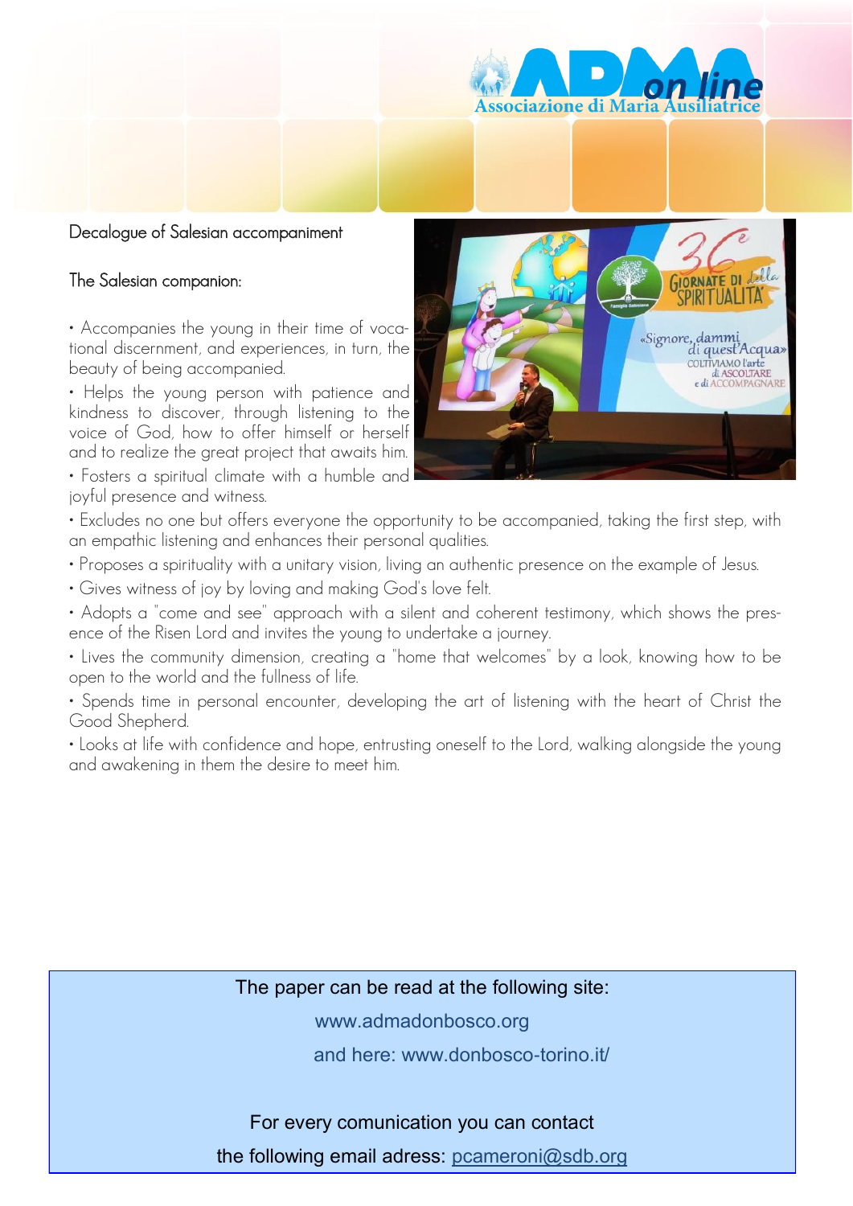Decalogue of Salesian accompaniment

The Salesian companion:

- Accompanies the young in their time of vocational discernment, and experiences, in turn, the beauty of being accompanied.
- Helps the young person with patience and kindness to discover, through listening to the voice of God, how to offer himself or herself and to realize the great project that awaits him.
- Fosters a spiritual climate with a humble and joyful presence and witness.
- Excludes no one but offers everyone the opportunity to be accompanied, taking the first step, with an empathic listening and enhances their personal qualities.
- Proposes a spirituality with a unitary vision, living an authentic presence on the example of Jesus.
- Gives witness of joy by loving and making God's love felt.
- Adopts a "come and see" approach with a silent and coherent testimony, which shows the presence of the Risen Lord and invites the young to undertake a journey.
- Lives the community dimension, creating a "home that welcomes" by a look, knowing how to be open to the world and the fullness of life.
- Spends time in personal encounter, developing the art of listening with the heart of Christ the Good Shepherd.
- Looks at life with confidence and hope, entrusting oneself to the Lord, walking alongside the young and awakening in them the desire to meet him.

The paper can be read at the following site:

www.admadonbosco.org

and here: www.donbosco-torino.it/

For every comunication you can contact

the following email adress: pcameroni@sdb.org